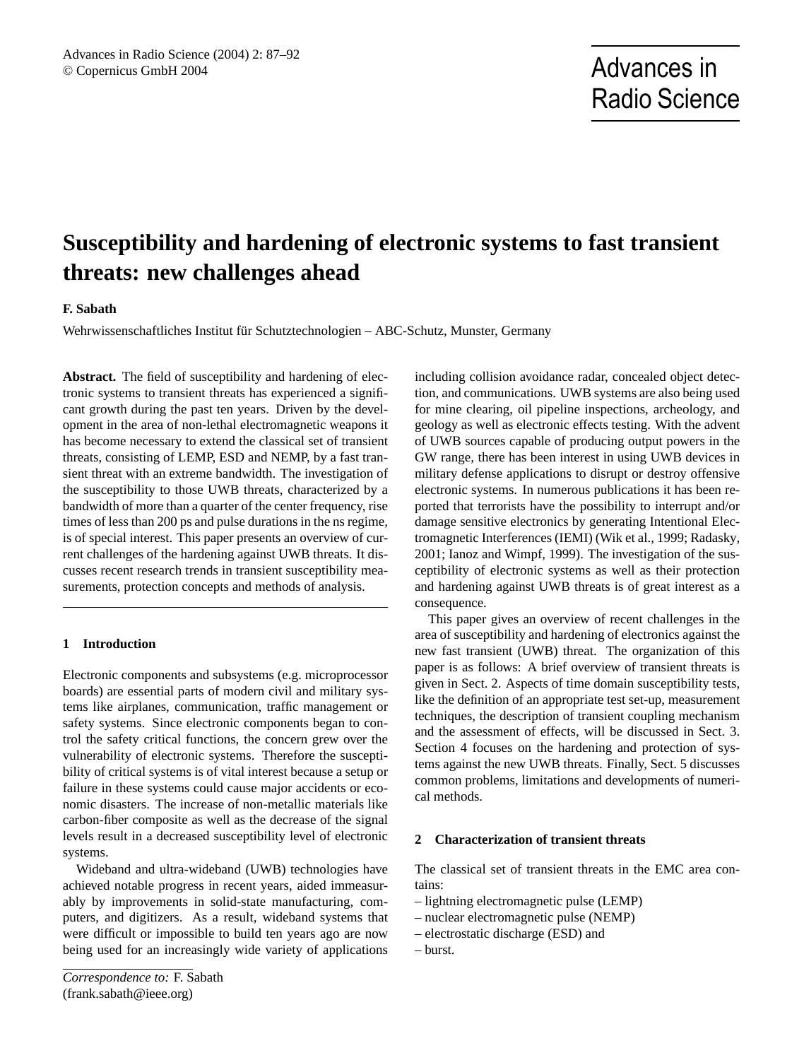# Susceptibility and hardening of electronic systems to fast transient threats: new challenges ahead

**F. Sabath**

Wehrwissenschaftliches Institut für Schutztechnologien – ABC-Schutz, Munster, Germany

**Abstract.** The field of susceptibility and hardening of electronic systems to transient threats has experienced a significant growth during the past ten years. Driven by the development in the area of non-lethal electromagnetic weapons it has become necessary to extend the classical set of transient threats, consisting of LEMP, ESD and NEMP, by a fast transient threat with an extreme bandwidth. The investigation of the susceptibility to those UWB threats, characterized by a bandwidth of more than a quarter of the center frequency, rise times of less than 200 ps and pulse durations in the ns regime, is of special interest. This paper presents an overview of current challenges of the hardening against UWB threats. It discusses recent research trends in transient susceptibility measurements, protection concepts and methods of analysis.

## 1 Introduction

Electronic components and subsystems (e.g. microprocessor boards) are essential parts of modern civil and military systems like airplanes, communication, traffic management or safety systems. Since electronic components began to control the safety critical functions, the concern grew over the vulnerability of electronic systems. Therefore the susceptibility of critical systems is of vital interest because a setup or failure in these systems could cause major accidents or economic disasters. The increase of non-metallic materials like carbon-fiber composite as well as the decrease of the signal levels result in a decreased susceptibility level of electronic systems.

Wideband and ultra-wideband (UWB) technologies have achieved notable progress in recent years, aided immeasurably by improvements in solid-state manufacturing, computers, and digitizers. As a result, wideband systems that were difficult or impossible to build ten years ago are now being used for an increasingly wide variety of applications including collision avoidance radar, concealed object detection, and communications. UWB systems are also being used for mine clearing, oil pipeline inspections, archeology, and geology as well as electronic effects testing. With the advent of UWB sources capable of producing output powers in the GW range, there has been interest in using UWB devices in military defense applications to disrupt or destroy offensive electronic systems. In numerous publications it has been reported that terrorists have the possibility to interrupt and/or damage sensitive electronics by generating Intentional Electromagnetic Interferences (IEMI) (Wik et al., 1999; Radasky, 2001; Ianoz and Wimpf, 1999). The investigation of the susceptibility of electronic systems as well as their protection and hardening against UWB threats is of great interest as a consequence.

This paper gives an overview of recent challenges in the area of susceptibility and hardening of electronics against the new fast transient (UWB) threat. The organization of this paper is as follows: A brief overview of transient threats is given in Sect. 2. Aspects of time domain susceptibility tests, like the definition of an appropriate test set-up, measurement techniques, the description of transient coupling mechanism and the assessment of effects, will be discussed in Sect. 3. Section 4 focuses on the hardening and protection of systems against the new UWB threats. Finally, Sect. 5 discusses common problems, limitations and developments of numerical methods.

## 2 Characterization of transient threats

The classical set of transient threats in the EMC area contains:

– lightning electromagnetic pulse (LEMP)
– nuclear electromagnetic pulse (NEMP)
– electrostatic discharge (ESD) and
– burst.

---

*Correspondence to:* F. Sabath
(frank.sabath@ieee.org)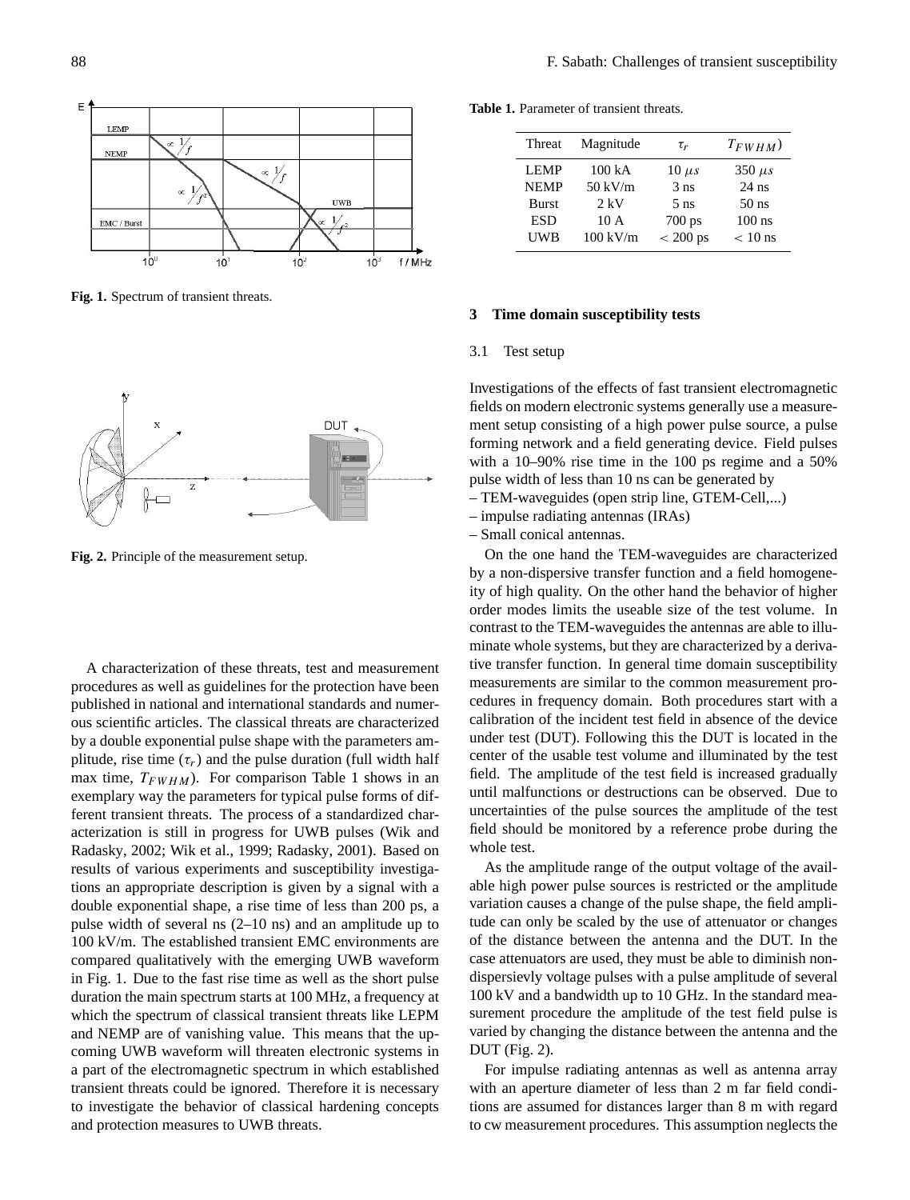Fig. 1. Spectrum of transient threats.

Fig. 2. Principle of the measurement setup.

A characterization of these threats, test and measurement procedures as well as guidelines for the protection have been published in national and international standards and numerous scientific articles. The classical threats are characterized by a double exponential pulse shape with the parameters amplitude, rise time ($\tau_r$) and the pulse duration (full width half max time, $T_{FWHM}$). For comparison Table 1 shows in an exemplary way the parameters for typical pulse forms of different transient threats. The process of a standardized characterization is still in progress for UWB pulses (Wik and Radasky, 2002; Wik et al., 1999; Radasky, 2001). Based on results of various experiments and susceptibility investigations an appropriate description is given by a signal with a double exponential shape, a rise time of less than 200 ps, a pulse width of several ns (2–10 ns) and an amplitude up to 100 kV/m. The established transient EMC environments are compared qualitatively with the emerging UWB waveform in Fig. 1. Due to the fast rise time as well as the short pulse duration the main spectrum starts at 100 MHz, a frequency at which the spectrum of classical transient threats like LEPM and NEMP are of vanishing value. This means that the upcoming UWB waveform will threaten electronic systems in a part of the electromagnetic spectrum in which established transient threats could be ignored. Therefore it is necessary to investigate the behavior of classical hardening concepts and protection measures to UWB threats.

**Table 1.** Parameter of transient threats.

| Threat | Magnitude | $\tau_r$ | $T_{FWHM}$) |
|---|---|---|---|
| LEMP | 100 kA | 10 $\mu s$ | 350 $\mu s$ |
| NEMP | 50 kV/m | 3 ns | 24 ns |
| Burst | 2 kV | 5 ns | 50 ns |
| ESD | 10 A | 700 ps | 100 ns |
| UWB | 100 kV/m | $< 200$ ps | $< 10$ ns |

## 3 Time domain susceptibility tests

### 3.1 Test setup

Investigations of the effects of fast transient electromagnetic fields on modern electronic systems generally use a measurement setup consisting of a high power pulse source, a pulse forming network and a field generating device. Field pulses with a 10–90% rise time in the 100 ps regime and a 50% pulse width of less than 10 ns can be generated by

– TEM-waveguides (open strip line, GTEM-Cell,...)
– impulse radiating antennas (IRAs)
– Small conical antennas.

On the one hand the TEM-waveguides are characterized by a non-dispersive transfer function and a field homogeneity of high quality. On the other hand the behavior of higher order modes limits the useable size of the test volume. In contrast to the TEM-waveguides the antennas are able to illuminate whole systems, but they are characterized by a derivative transfer function. In general time domain susceptibility measurements are similar to the common measurement procedures in frequency domain. Both procedures start with a calibration of the incident test field in absence of the device under test (DUT). Following this the DUT is located in the center of the usable test volume and illuminated by the test field. The amplitude of the test field is increased gradually until malfunctions or destructions can be observed. Due to uncertainties of the pulse sources the amplitude of the test field should be monitored by a reference probe during the whole test.

As the amplitude range of the output voltage of the available high power pulse sources is restricted or the amplitude variation causes a change of the pulse shape, the field amplitude can only be scaled by the use of attenuator or changes of the distance between the antenna and the DUT. In the case attenuators are used, they must be able to diminish non-dispersievly voltage pulses with a pulse amplitude of several 100 kV and a bandwidth up to 10 GHz. In the standard measurement procedure the amplitude of the test field pulse is varied by changing the distance between the antenna and the DUT (Fig. 2).

For impulse radiating antennas as well as antenna array with an aperture diameter of less than 2 m far field conditions are assumed for distances larger than 8 m with regard to cw measurement procedures. This assumption neglects the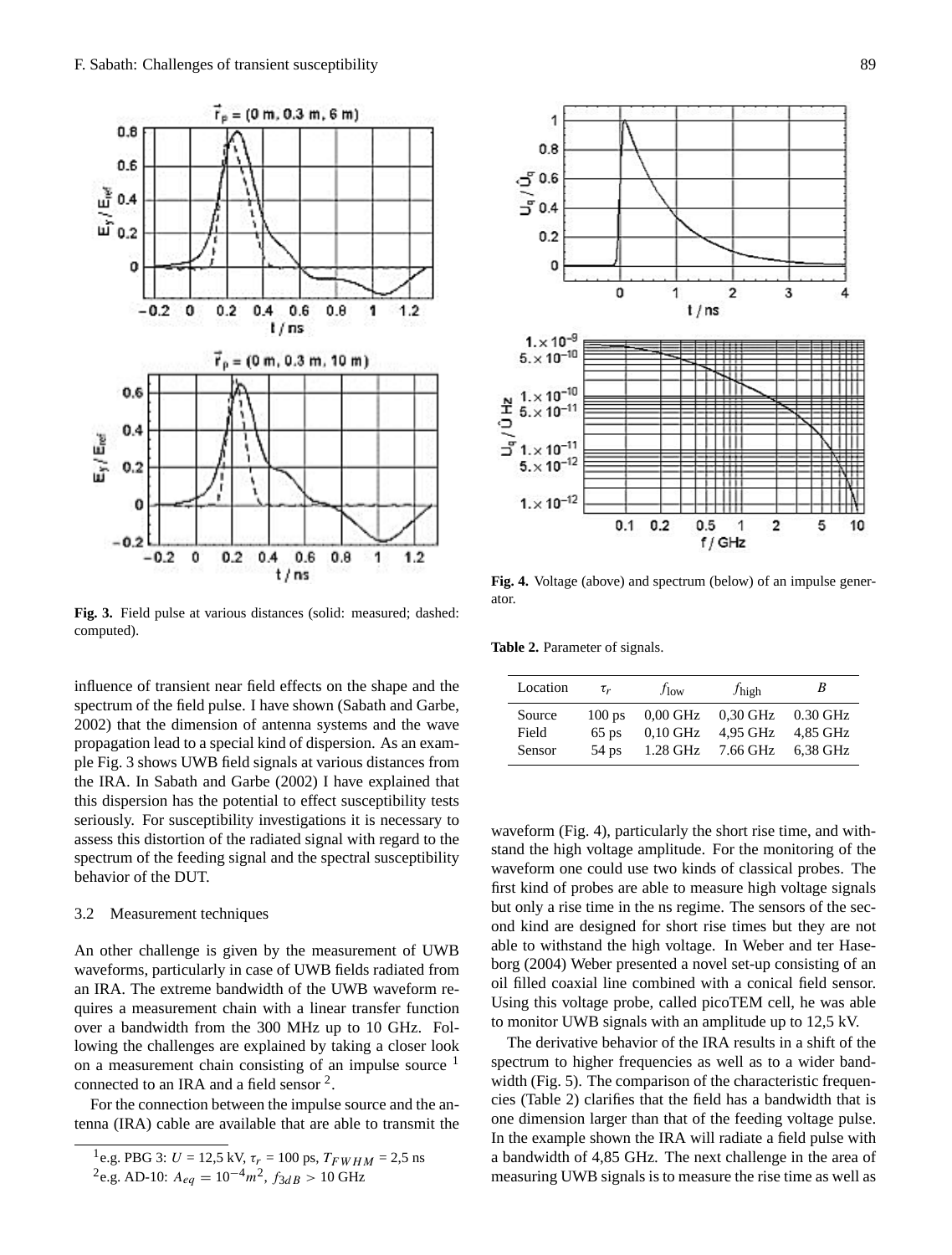Fig. 3. Field pulse at various distances (solid: measured; dashed: computed).

influence of transient near field effects on the shape and the spectrum of the field pulse. I have shown (Sabath and Garbe, 2002) that the dimension of antenna systems and the wave propagation lead to a special kind of dispersion. As an example Fig. 3 shows UWB field signals at various distances from the IRA. In Sabath and Garbe (2002) I have explained that this dispersion has the potential to effect susceptibility tests seriously. For susceptibility investigations it is necessary to assess this distortion of the radiated signal with regard to the spectrum of the feeding signal and the spectral susceptibility behavior of the DUT.

### 3.2 Measurement techniques

An other challenge is given by the measurement of UWB waveforms, particularly in case of UWB fields radiated from an IRA. The extreme bandwidth of the UWB waveform requires a measurement chain with a linear transfer function over a bandwidth from the 300 MHz up to 10 GHz. Following the challenges are explained by taking a closer look on a measurement chain consisting of an impulse source [1] connected to an IRA and a field sensor [2].

For the connection between the impulse source and the antenna (IRA) cable are available that are able to transmit the waveform (Fig. 4), particularly the short rise time, and withstand the high voltage amplitude. For the monitoring of the waveform one could use two kinds of classical probes. The first kind of probes are able to measure high voltage signals but only a rise time in the ns regime. The sensors of the second kind are designed for short rise times but they are not able to withstand the high voltage. In Weber and ter Haseborg (2004) Weber presented a novel set-up consisting of an oil filled coaxial line combined with a conical field sensor. Using this voltage probe, called picoTEM cell, he was able to monitor UWB signals with an amplitude up to 12,5 kV.

The derivative behavior of the IRA results in a shift of the spectrum to higher frequencies as well as to a wider bandwidth (Fig. 5). The comparison of the characteristic frequencies (Table 2) clarifies that the field has a bandwidth that is one dimension larger than that of the feeding voltage pulse. In the example shown the IRA will radiate a field pulse with a bandwidth of 4,85 GHz. The next challenge in the area of measuring UWB signals is to measure the rise time as well as

Fig. 4. Voltage (above) and spectrum (below) of an impulse generator.

Table 2. Parameter of signals.

| Location | $\tau_r$ | $f_{\text{low}}$ | $f_{\text{high}}$ | $B$ |
|---|---|---|---|---|
| Source | 100 ps | 0,00 GHz | 0,30 GHz | 0.30 GHz |
| Field | 65 ps | 0,10 GHz | 4,95 GHz | 4,85 GHz |
| Sensor | 54 ps | 1.28 GHz | 7.66 GHz | 6,38 GHz |

[1] e.g. PBG 3: $U$ = 12,5 kV, $\tau_r$ = 100 ps, $T_{FWHM}$ = 2,5 ns

[2] e.g. AD-10: $A_{eq} = 10^{-4}m^2$, $f_{3dB} > 10$ GHz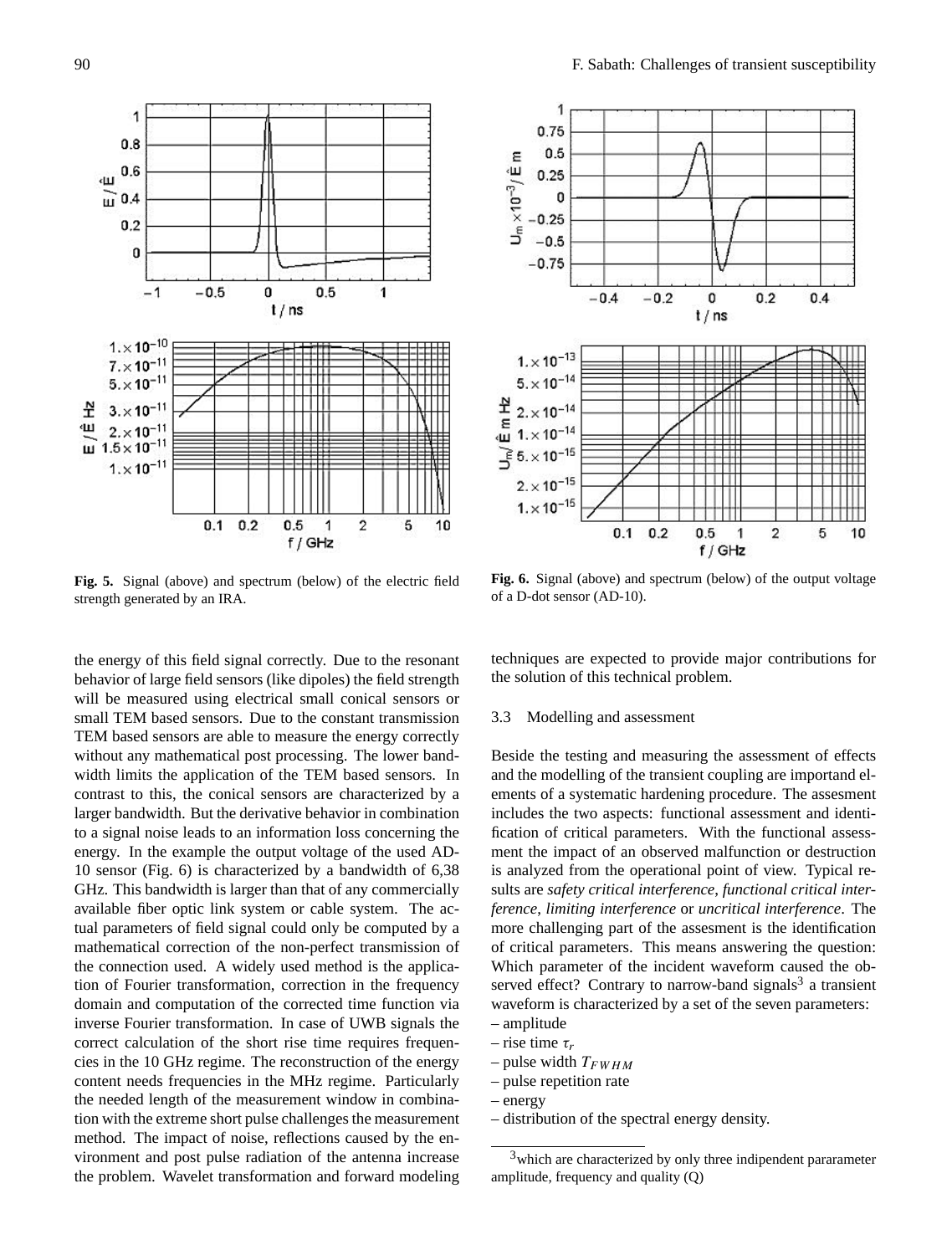**Fig. 5.** Signal (above) and spectrum (below) of the electric field strength generated by an IRA.

**Fig. 6.** Signal (above) and spectrum (below) of the output voltage of a D-dot sensor (AD-10).

the energy of this field signal correctly. Due to the resonant behavior of large field sensors (like dipoles) the field strength will be measured using electrical small conical sensors or small TEM based sensors. Due to the constant transmission TEM based sensors are able to measure the energy correctly without any mathematical post processing. The lower bandwidth limits the application of the TEM based sensors. In contrast to this, the conical sensors are characterized by a larger bandwidth. But the derivative behavior in combination to a signal noise leads to an information loss concerning the energy. In the example the output voltage of the used AD-10 sensor (Fig. 6) is characterized by a bandwidth of 6,38 GHz. This bandwidth is larger than that of any commercially available fiber optic link system or cable system. The actual parameters of field signal could only be computed by a mathematical correction of the non-perfect transmission of the connection used. A widely used method is the application of Fourier transformation, correction in the frequency domain and computation of the corrected time function via inverse Fourier transformation. In case of UWB signals the correct calculation of the short rise time requires frequencies in the 10 GHz regime. The reconstruction of the energy content needs frequencies in the MHz regime. Particularly the needed length of the measurement window in combination with the extreme short pulse challenges the measurement method. The impact of noise, reflections caused by the environment and post pulse radiation of the antenna increase the problem. Wavelet transformation and forward modeling techniques are expected to provide major contributions for the solution of this technical problem.

### 3.3 Modelling and assessment

Beside the testing and measuring the assessment of effects and the modelling of the transient coupling are importand elements of a systematic hardening procedure. The assesment includes the two aspects: functional assessment and identification of critical parameters. With the functional assessment the impact of an observed malfunction or destruction is analyzed from the operational point of view. Typical results are *safety critical interference*, *functional critical interference*, *limiting interference* or *uncritical interference*. The more challenging part of the assesment is the identification of critical parameters. This means answering the question: Which parameter of the incident waveform caused the observed effect? Contrary to narrow-band signals[3] a transient waveform is characterized by a set of the seven parameters:

- amplitude
- rise time $\tau_r$
- pulse width $T_{FWHM}$
- pulse repetition rate
- energy
- distribution of the spectral energy density.

[3] which are characterized by only three indipendent pararameter amplitude, frequency and quality (Q)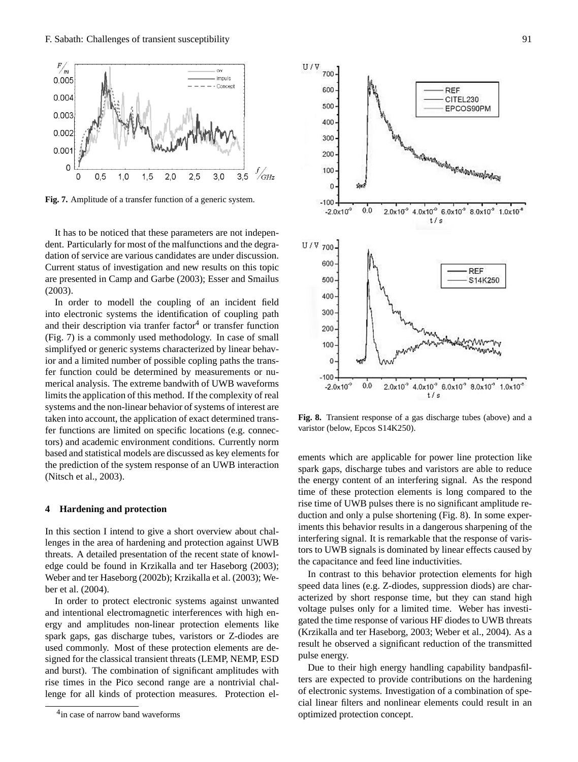Fig. 7. Amplitude of a transfer function of a generic system.

It has to be noticed that these parameters are not independent. Particularly for most of the malfunctions and the degradation of service are various candidates are under discussion. Current status of investigation and new results on this topic are presented in Camp and Garbe (2003); Esser and Smailus (2003).

In order to modell the coupling of an incident field into electronic systems the identification of coupling path and their description via tranfer factor[4] or transfer function (Fig. 7) is a commonly used methodology. In case of small simplifyed or generic systems characterized by linear behavior and a limited number of possible copling paths the transfer function could be determined by measurements or numerical analysis. The extreme bandwith of UWB waveforms limits the application of this method. If the complexity of real systems and the non-linear behavior of systems of interest are taken into account, the application of exact determined transfer functions are limited on specific locations (e.g. connectors) and academic environment conditions. Currently norm based and statistical models are discussed as key elements for the prediction of the system response of an UWB interaction (Nitsch et al., 2003).

## 4 Hardening and protection

In this section I intend to give a short overview about challenges in the area of hardening and protection against UWB threats. A detailed presentation of the recent state of knowledge could be found in Krzikalla and ter Haseborg (2003); Weber and ter Haseborg (2002b); Krzikalla et al. (2003); Weber et al. (2004).

In order to protect electronic systems against unwanted and intentional electromagnetic interferences with high energy and amplitudes non-linear protection elements like spark gaps, gas discharge tubes, varistors or Z-diodes are used commonly. Most of these protection elements are designed for the classical transient threats (LEMP, NEMP, ESD and burst). The combination of significant amplitudes with rise times in the Pico second range are a nontrivial challenge for all kinds of protection measures. Protection elements which are applicable for power line protection like spark gaps, discharge tubes and varistors are able to reduce the energy content of an interfering signal. As the respond time of these protection elements is long compared to the rise time of UWB pulses there is no significant amplitude reduction and only a pulse shortening (Fig. 8). In some experiments this behavior results in a dangerous sharpening of the interfering signal. It is remarkable that the response of varistors to UWB signals is dominated by linear effects caused by the capacitance and feed line inductivities.

Fig. 8. Transient response of a gas discharge tubes (above) and a varistor (below, Epcos S14K250).

In contrast to this behavior protection elements for high speed data lines (e.g. Z-diodes, suppression diods) are characterized by short response time, but they can stand high voltage pulses only for a limited time. Weber has investigated the time response of various HF diodes to UWB threats (Krzikalla and ter Haseborg, 2003; Weber et al., 2004). As a result he observed a significant reduction of the transmitted pulse energy.

Due to their high energy handling capability bandpasfilters are expected to provide contributions on the hardening of electronic systems. Investigation of a combination of special linear filters and nonlinear elements could result in an optimized protection concept.

[4] in case of narrow band waveforms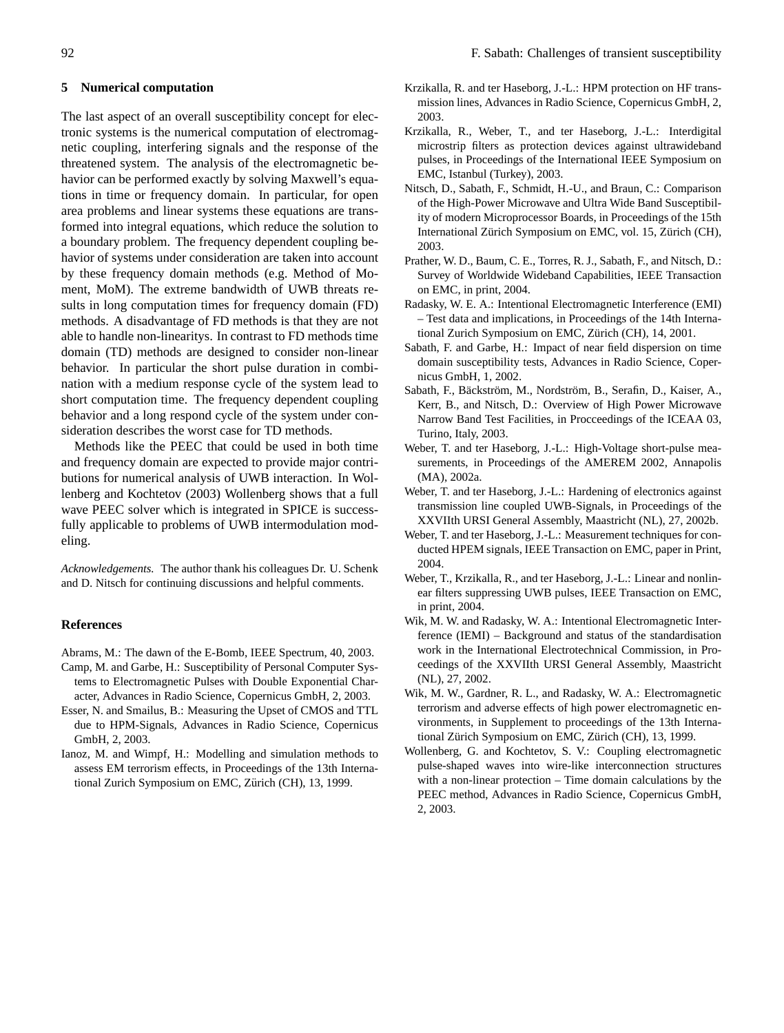## 5 Numerical computation

The last aspect of an overall susceptibility concept for electronic systems is the numerical computation of electromagnetic coupling, interfering signals and the response of the threatened system. The analysis of the electromagnetic behavior can be performed exactly by solving Maxwell's equations in time or frequency domain. In particular, for open area problems and linear systems these equations are transformed into integral equations, which reduce the solution to a boundary problem. The frequency dependent coupling behavior of systems under consideration are taken into account by these frequency domain methods (e.g. Method of Moment, MoM). The extreme bandwidth of UWB threats results in long computation times for frequency domain (FD) methods. A disadvantage of FD methods is that they are not able to handle non-linearitys. In contrast to FD methods time domain (TD) methods are designed to consider non-linear behavior. In particular the short pulse duration in combination with a medium response cycle of the system lead to short computation time. The frequency dependent coupling behavior and a long respond cycle of the system under consideration describes the worst case for TD methods.

Methods like the PEEC that could be used in both time and frequency domain are expected to provide major contributions for numerical analysis of UWB interaction. In Wollenberg and Kochtetov (2003) Wollenberg shows that a full wave PEEC solver which is integrated in SPICE is successfully applicable to problems of UWB intermodulation modeling.

*Acknowledgements.* The author thank his colleagues Dr. U. Schenk and D. Nitsch for continuing discussions and helpful comments.

## References

Abrams, M.: The dawn of the E-Bomb, IEEE Spectrum, 40, 2003.

Camp, M. and Garbe, H.: Susceptibility of Personal Computer Systems to Electromagnetic Pulses with Double Exponential Character, Advances in Radio Science, Copernicus GmbH, 2, 2003.

Esser, N. and Smailus, B.: Measuring the Upset of CMOS and TTL due to HPM-Signals, Advances in Radio Science, Copernicus GmbH, 2, 2003.

Ianoz, M. and Wimpf, H.: Modelling and simulation methods to assess EM terrorism effects, in Proceedings of the 13th International Zurich Symposium on EMC, Zürich (CH), 13, 1999.

Krzikalla, R. and ter Haseborg, J.-L.: HPM protection on HF transmission lines, Advances in Radio Science, Copernicus GmbH, 2, 2003.

Krzikalla, R., Weber, T., and ter Haseborg, J.-L.: Interdigital microstrip filters as protection devices against ultrawideband pulses, in Proceedings of the International IEEE Symposium on EMC, Istanbul (Turkey), 2003.

Nitsch, D., Sabath, F., Schmidt, H.-U., and Braun, C.: Comparison of the High-Power Microwave and Ultra Wide Band Susceptibility of modern Microprocessor Boards, in Proceedings of the 15th International Zürich Symposium on EMC, vol. 15, Zürich (CH), 2003.

Prather, W. D., Baum, C. E., Torres, R. J., Sabath, F., and Nitsch, D.: Survey of Worldwide Wideband Capabilities, IEEE Transaction on EMC, in print, 2004.

Radasky, W. E. A.: Intentional Electromagnetic Interference (EMI) – Test data and implications, in Proceedings of the 14th International Zurich Symposium on EMC, Zürich (CH), 14, 2001.

Sabath, F. and Garbe, H.: Impact of near field dispersion on time domain susceptibility tests, Advances in Radio Science, Copernicus GmbH, 1, 2002.

Sabath, F., Bäckström, M., Nordström, B., Serafin, D., Kaiser, A., Kerr, B., and Nitsch, D.: Overview of High Power Microwave Narrow Band Test Facilities, in Procceedings of the ICEAA 03, Turino, Italy, 2003.

Weber, T. and ter Haseborg, J.-L.: High-Voltage short-pulse measurements, in Proceedings of the AMEREM 2002, Annapolis (MA), 2002a.

Weber, T. and ter Haseborg, J.-L.: Hardening of electronics against transmission line coupled UWB-Signals, in Proceedings of the XXVIIth URSI General Assembly, Maastricht (NL), 27, 2002b.

Weber, T. and ter Haseborg, J.-L.: Measurement techniques for conducted HPEM signals, IEEE Transaction on EMC, paper in Print, 2004.

Weber, T., Krzikalla, R., and ter Haseborg, J.-L.: Linear and nonlinear filters suppressing UWB pulses, IEEE Transaction on EMC, in print, 2004.

Wik, M. W. and Radasky, W. A.: Intentional Electromagnetic Interference (IEMI) – Background and status of the standardisation work in the International Electrotechnical Commission, in Proceedings of the XXVIIth URSI General Assembly, Maastricht (NL), 27, 2002.

Wik, M. W., Gardner, R. L., and Radasky, W. A.: Electromagnetic terrorism and adverse effects of high power electromagnetic environments, in Supplement to proceedings of the 13th International Zürich Symposium on EMC, Zürich (CH), 13, 1999.

Wollenberg, G. and Kochtetov, S. V.: Coupling electromagnetic pulse-shaped waves into wire-like interconnection structures with a non-linear protection – Time domain calculations by the PEEC method, Advances in Radio Science, Copernicus GmbH, 2, 2003.